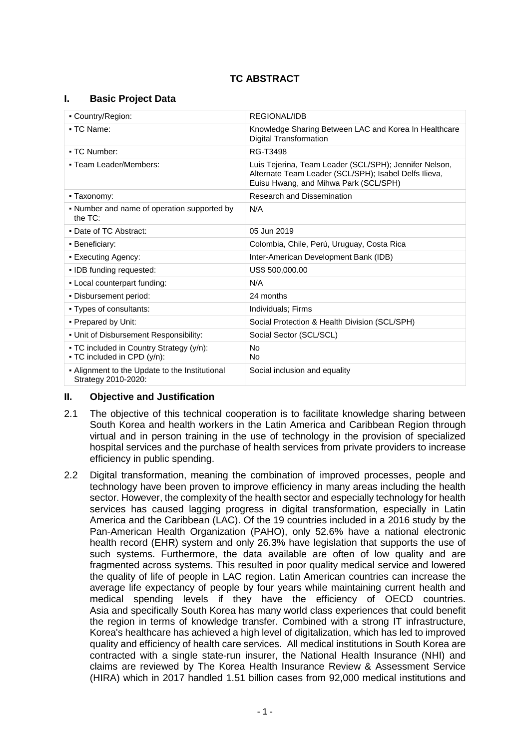# TC ABSTRACT

## I. Basic Project Data

| | |
|---|---|
| ▪ Country/Region: | REGIONAL/IDB |
| ▪ TC Name: | Knowledge Sharing Between LAC and Korea In Healthcare Digital Transformation |
| ▪ TC Number: | RG-T3498 |
| ▪ Team Leader/Members: | Luis Tejerina, Team Leader (SCL/SPH); Jennifer Nelson, Alternate Team Leader (SCL/SPH); Isabel Delfs Ilieva, Euisu Hwang, and Mihwa Park (SCL/SPH) |
| ▪ Taxonomy: | Research and Dissemination |
| ▪ Number and name of operation supported by the TC: | N/A |
| ▪ Date of TC Abstract: | 05 Jun 2019 |
| ▪ Beneficiary: | Colombia, Chile, Perú, Uruguay, Costa Rica |
| ▪ Executing Agency: | Inter-American Development Bank (IDB) |
| ▪ IDB funding requested: | US$ 500,000.00 |
| ▪ Local counterpart funding: | N/A |
| ▪ Disbursement period: | 24 months |
| ▪ Types of consultants: | Individuals; Firms |
| ▪ Prepared by Unit: | Social Protection & Health Division (SCL/SPH) |
| ▪ Unit of Disbursement Responsibility: | Social Sector (SCL/SCL) |
| ▪ TC included in Country Strategy (y/n):<br>▪ TC included in CPD (y/n): | No<br>No |
| ▪ Alignment to the Update to the Institutional Strategy 2010-2020: | Social inclusion and equality |

## II. Objective and Justification

2.1 The objective of this technical cooperation is to facilitate knowledge sharing between South Korea and health workers in the Latin America and Caribbean Region through virtual and in person training in the use of technology in the provision of specialized hospital services and the purchase of health services from private providers to increase efficiency in public spending.

2.2 Digital transformation, meaning the combination of improved processes, people and technology have been proven to improve efficiency in many areas including the health sector. However, the complexity of the health sector and especially technology for health services has caused lagging progress in digital transformation, especially in Latin America and the Caribbean (LAC). Of the 19 countries included in a 2016 study by the Pan-American Health Organization (PAHO), only 52.6% have a national electronic health record (EHR) system and only 26.3% have legislation that supports the use of such systems. Furthermore, the data available are often of low quality and are fragmented across systems. This resulted in poor quality medical service and lowered the quality of life of people in LAC region. Latin American countries can increase the average life expectancy of people by four years while maintaining current health and medical spending levels if they have the efficiency of OECD countries. Asia and specifically South Korea has many world class experiences that could benefit the region in terms of knowledge transfer. Combined with a strong IT infrastructure, Korea's healthcare has achieved a high level of digitalization, which has led to improved quality and efficiency of health care services. All medical institutions in South Korea are contracted with a single state-run insurer, the National Health Insurance (NHI) and claims are reviewed by The Korea Health Insurance Review & Assessment Service (HIRA) which in 2017 handled 1.51 billion cases from 92,000 medical institutions and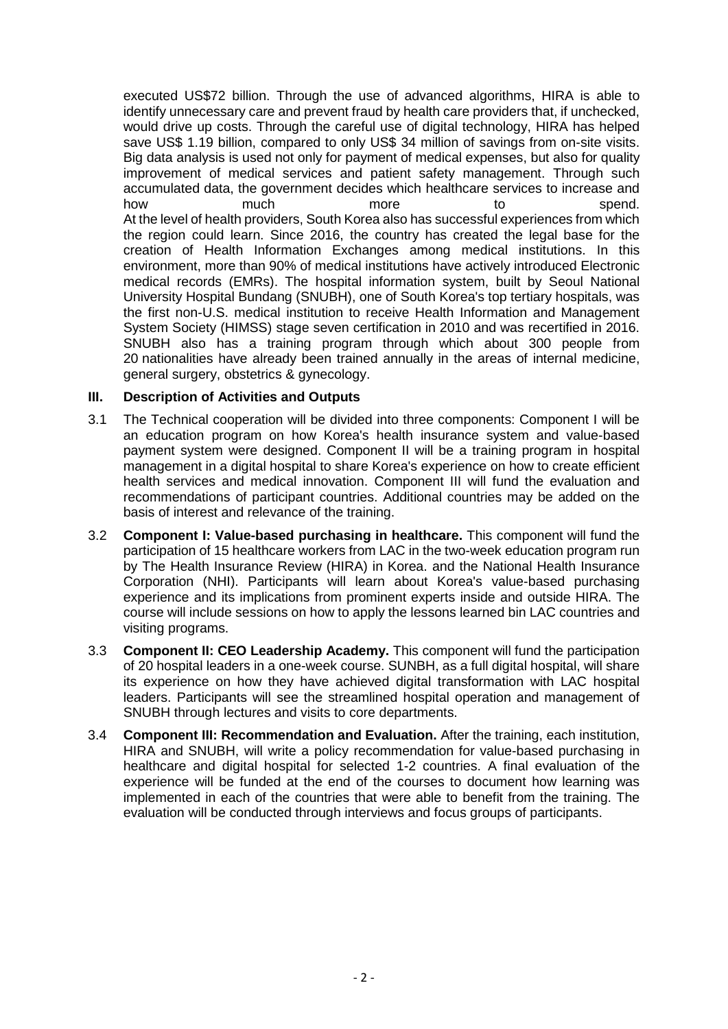executed US$72 billion. Through the use of advanced algorithms, HIRA is able to identify unnecessary care and prevent fraud by health care providers that, if unchecked, would drive up costs. Through the careful use of digital technology, HIRA has helped save US$ 1.19 billion, compared to only US$ 34 million of savings from on-site visits. Big data analysis is used not only for payment of medical expenses, but also for quality improvement of medical services and patient safety management. Through such accumulated data, the government decides which healthcare services to increase and how much more to spend.

At the level of health providers, South Korea also has successful experiences from which the region could learn. Since 2016, the country has created the legal base for the creation of Health Information Exchanges among medical institutions. In this environment, more than 90% of medical institutions have actively introduced Electronic medical records (EMRs). The hospital information system, built by Seoul National University Hospital Bundang (SNUBH), one of South Korea's top tertiary hospitals, was the first non-U.S. medical institution to receive Health Information and Management System Society (HIMSS) stage seven certification in 2010 and was recertified in 2016. SNUBH also has a training program through which about 300 people from 20 nationalities have already been trained annually in the areas of internal medicine, general surgery, obstetrics & gynecology.

## III. Description of Activities and Outputs

3.1 The Technical cooperation will be divided into three components: Component I will be an education program on how Korea's health insurance system and value-based payment system were designed. Component II will be a training program in hospital management in a digital hospital to share Korea's experience on how to create efficient health services and medical innovation. Component III will fund the evaluation and recommendations of participant countries. Additional countries may be added on the basis of interest and relevance of the training.

3.2 **Component I: Value-based purchasing in healthcare.** This component will fund the participation of 15 healthcare workers from LAC in the two-week education program run by The Health Insurance Review (HIRA) in Korea. and the National Health Insurance Corporation (NHI). Participants will learn about Korea's value-based purchasing experience and its implications from prominent experts inside and outside HIRA. The course will include sessions on how to apply the lessons learned bin LAC countries and visiting programs.

3.3 **Component II: CEO Leadership Academy.** This component will fund the participation of 20 hospital leaders in a one-week course. SUNBH, as a full digital hospital, will share its experience on how they have achieved digital transformation with LAC hospital leaders. Participants will see the streamlined hospital operation and management of SNUBH through lectures and visits to core departments.

3.4 **Component III: Recommendation and Evaluation.** After the training, each institution, HIRA and SNUBH, will write a policy recommendation for value-based purchasing in healthcare and digital hospital for selected 1-2 countries. A final evaluation of the experience will be funded at the end of the courses to document how learning was implemented in each of the countries that were able to benefit from the training. The evaluation will be conducted through interviews and focus groups of participants.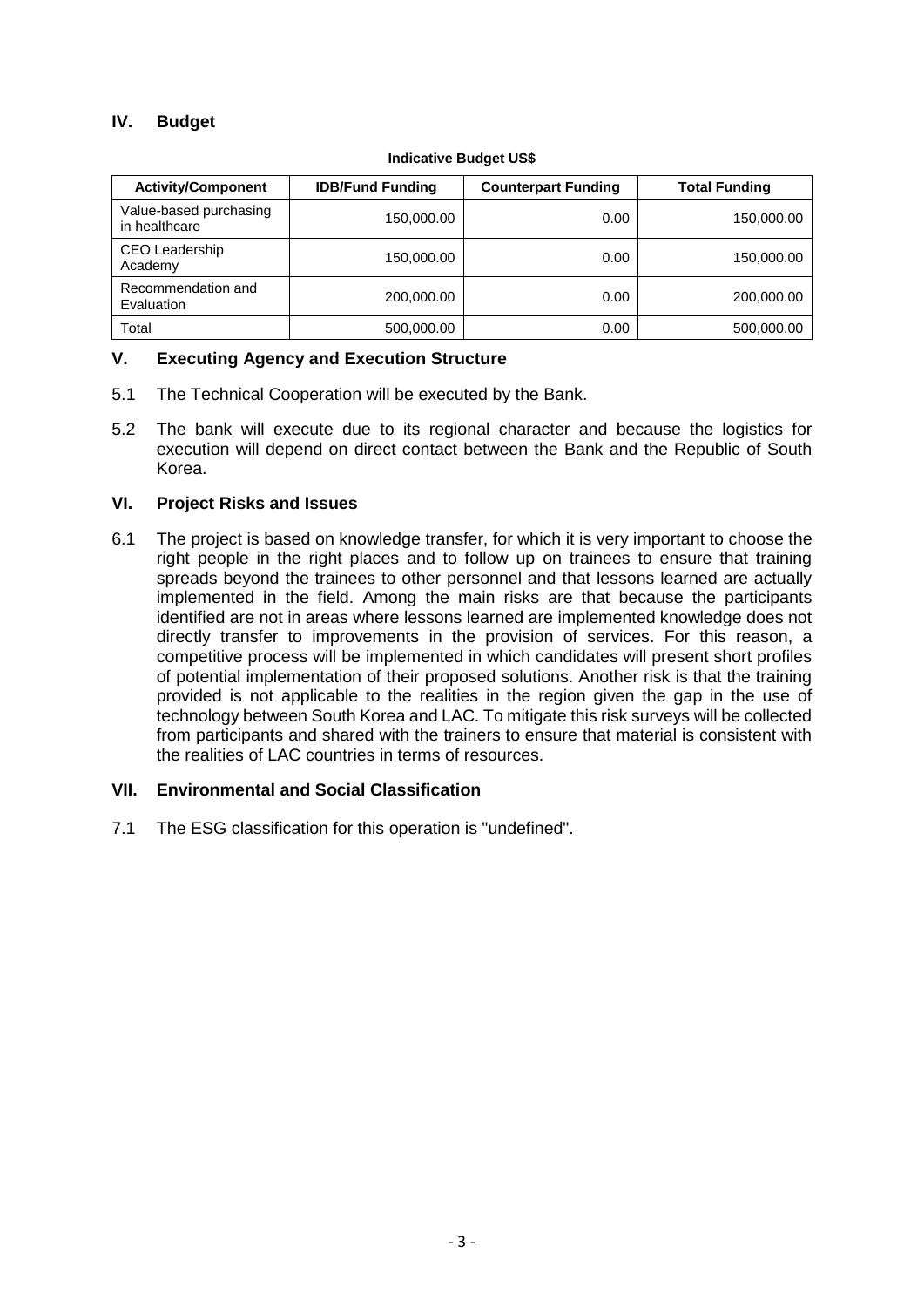## IV. Budget

**Indicative Budget US$**

| Activity/Component | IDB/Fund Funding | Counterpart Funding | Total Funding |
|---|---|---|---|
| Value-based purchasing in healthcare | 150,000.00 | 0.00 | 150,000.00 |
| CEO Leadership Academy | 150,000.00 | 0.00 | 150,000.00 |
| Recommendation and Evaluation | 200,000.00 | 0.00 | 200,000.00 |
| Total | 500,000.00 | 0.00 | 500,000.00 |

## V. Executing Agency and Execution Structure

5.1 The Technical Cooperation will be executed by the Bank.

5.2 The bank will execute due to its regional character and because the logistics for execution will depend on direct contact between the Bank and the Republic of South Korea.

## VI. Project Risks and Issues

6.1 The project is based on knowledge transfer, for which it is very important to choose the right people in the right places and to follow up on trainees to ensure that training spreads beyond the trainees to other personnel and that lessons learned are actually implemented in the field. Among the main risks are that because the participants identified are not in areas where lessons learned are implemented knowledge does not directly transfer to improvements in the provision of services. For this reason, a competitive process will be implemented in which candidates will present short profiles of potential implementation of their proposed solutions. Another risk is that the training provided is not applicable to the realities in the region given the gap in the use of technology between South Korea and LAC. To mitigate this risk surveys will be collected from participants and shared with the trainers to ensure that material is consistent with the realities of LAC countries in terms of resources.

## VII. Environmental and Social Classification

7.1 The ESG classification for this operation is "undefined".